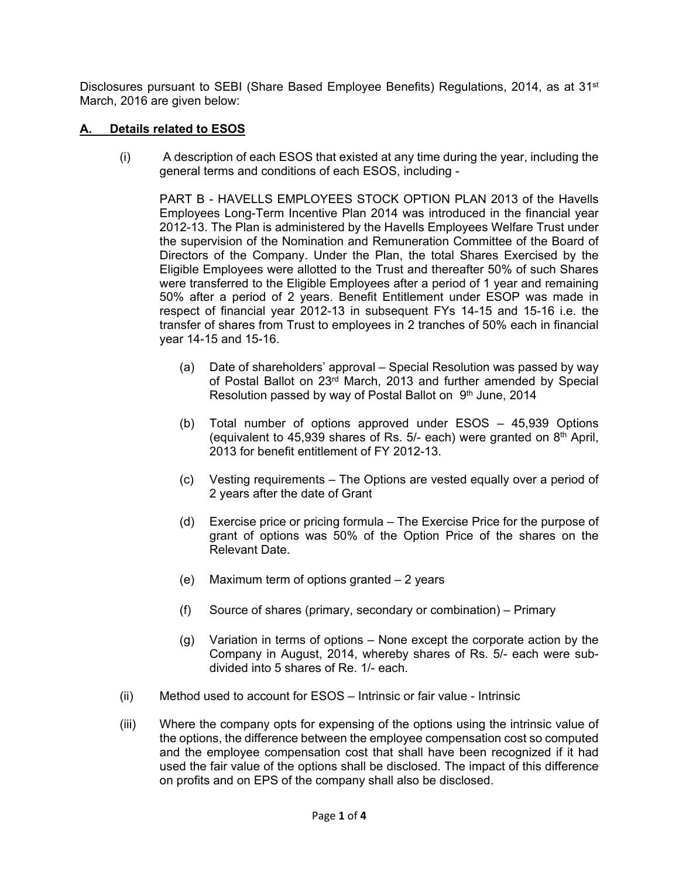Disclosures pursuant to SEBI (Share Based Employee Benefits) Regulations, 2014, as at 31st March, 2016 are given below:

## A. Details related to ESOS

(i) A description of each ESOS that existed at any time during the year, including the general terms and conditions of each ESOS, including -

PART B - HAVELLS EMPLOYEES STOCK OPTION PLAN 2013 of the Havells Employees Long-Term Incentive Plan 2014 was introduced in the financial year 2012-13. The Plan is administered by the Havells Employees Welfare Trust under the supervision of the Nomination and Remuneration Committee of the Board of Directors of the Company. Under the Plan, the total Shares Exercised by the Eligible Employees were allotted to the Trust and thereafter 50% of such Shares were transferred to the Eligible Employees after a period of 1 year and remaining 50% after a period of 2 years. Benefit Entitlement under ESOP was made in respect of financial year 2012-13 in subsequent FYs 14-15 and 15-16 i.e. the transfer of shares from Trust to employees in 2 tranches of 50% each in financial year 14-15 and 15-16.

(a) Date of shareholders' approval – Special Resolution was passed by way of Postal Ballot on 23rd March, 2013 and further amended by Special Resolution passed by way of Postal Ballot on 9th June, 2014

(b) Total number of options approved under ESOS – 45,939 Options (equivalent to 45,939 shares of Rs. 5/- each) were granted on 8th April, 2013 for benefit entitlement of FY 2012-13.

(c) Vesting requirements – The Options are vested equally over a period of 2 years after the date of Grant

(d) Exercise price or pricing formula – The Exercise Price for the purpose of grant of options was 50% of the Option Price of the shares on the Relevant Date.

(e) Maximum term of options granted – 2 years

(f) Source of shares (primary, secondary or combination) – Primary

(g) Variation in terms of options – None except the corporate action by the Company in August, 2014, whereby shares of Rs. 5/- each were sub-divided into 5 shares of Re. 1/- each.

(ii) Method used to account for ESOS – Intrinsic or fair value - Intrinsic

(iii) Where the company opts for expensing of the options using the intrinsic value of the options, the difference between the employee compensation cost so computed and the employee compensation cost that shall have been recognized if it had used the fair value of the options shall be disclosed. The impact of this difference on profits and on EPS of the company shall also be disclosed.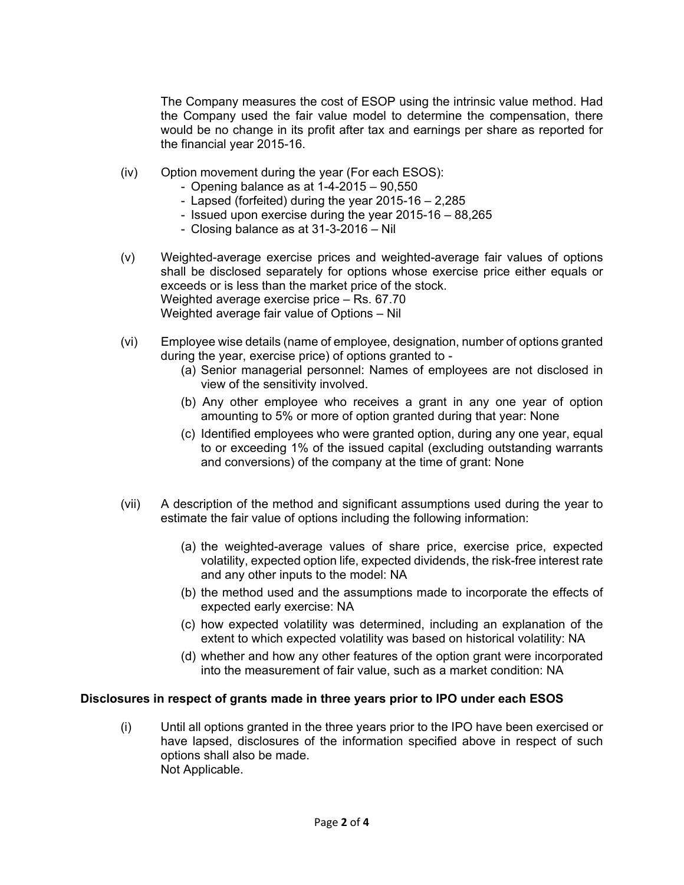The Company measures the cost of ESOP using the intrinsic value method. Had the Company used the fair value model to determine the compensation, there would be no change in its profit after tax and earnings per share as reported for the financial year 2015-16.

(iv) Option movement during the year (For each ESOS):

- Opening balance as at 1-4-2015 – 90,550
- Lapsed (forfeited) during the year 2015-16 – 2,285
- Issued upon exercise during the year 2015-16 – 88,265
- Closing balance as at 31-3-2016 – Nil

(v) Weighted-average exercise prices and weighted-average fair values of options shall be disclosed separately for options whose exercise price either equals or exceeds or is less than the market price of the stock.
Weighted average exercise price – Rs. 67.70
Weighted average fair value of Options – Nil

(vi) Employee wise details (name of employee, designation, number of options granted during the year, exercise price) of options granted to -

(a) Senior managerial personnel: Names of employees are not disclosed in view of the sensitivity involved.

(b) Any other employee who receives a grant in any one year of option amounting to 5% or more of option granted during that year: None

(c) Identified employees who were granted option, during any one year, equal to or exceeding 1% of the issued capital (excluding outstanding warrants and conversions) of the company at the time of grant: None

(vii) A description of the method and significant assumptions used during the year to estimate the fair value of options including the following information:

(a) the weighted-average values of share price, exercise price, expected volatility, expected option life, expected dividends, the risk-free interest rate and any other inputs to the model: NA

(b) the method used and the assumptions made to incorporate the effects of expected early exercise: NA

(c) how expected volatility was determined, including an explanation of the extent to which expected volatility was based on historical volatility: NA

(d) whether and how any other features of the option grant were incorporated into the measurement of fair value, such as a market condition: NA

**Disclosures in respect of grants made in three years prior to IPO under each ESOS**

(i) Until all options granted in the three years prior to the IPO have been exercised or have lapsed, disclosures of the information specified above in respect of such options shall also be made.
Not Applicable.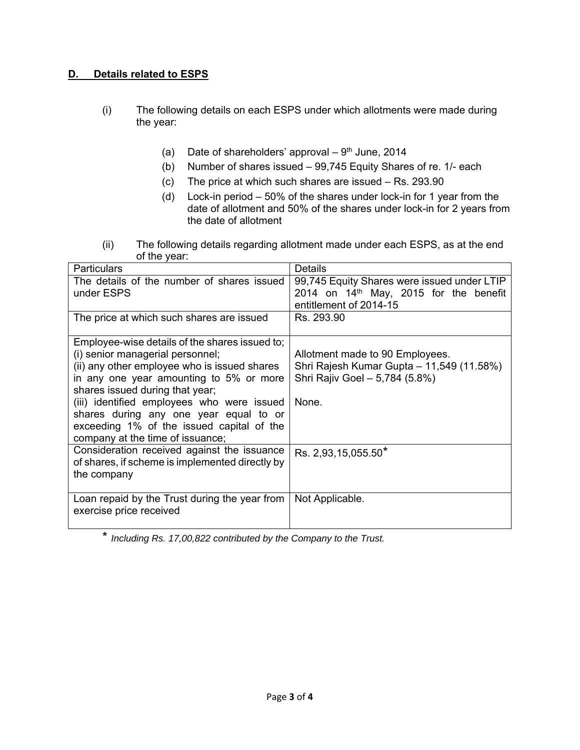## D. Details related to ESPS

(i) The following details on each ESPS under which allotments were made during the year:

(a) Date of shareholders' approval – 9th June, 2014
(b) Number of shares issued – 99,745 Equity Shares of re. 1/- each
(c) The price at which such shares are issued – Rs. 293.90
(d) Lock-in period – 50% of the shares under lock-in for 1 year from the date of allotment and 50% of the shares under lock-in for 2 years from the date of allotment

(ii) The following details regarding allotment made under each ESPS, as at the end of the year:

| Particulars | Details |
|---|---|
| The details of the number of shares issued under ESPS | 99,745 Equity Shares were issued under LTIP 2014 on 14th May, 2015 for the benefit entitlement of 2014-15 |
| The price at which such shares are issued | Rs. 293.90 |
| Employee-wise details of the shares issued to;<br>(i) senior managerial personnel;<br>(ii) any other employee who is issued shares in any one year amounting to 5% or more shares issued during that year;<br>(iii) identified employees who were issued shares during any one year equal to or exceeding 1% of the issued capital of the company at the time of issuance; | Allotment made to 90 Employees.<br>Shri Rajesh Kumar Gupta – 11,549 (11.58%)<br>Shri Rajiv Goel – 5,784 (5.8%)<br><br>None. |
| Consideration received against the issuance of shares, if scheme is implemented directly by the company | Rs. 2,93,15,055.50* |
| Loan repaid by the Trust during the year from exercise price received | Not Applicable. |

\* *Including Rs. 17,00,822 contributed by the Company to the Trust.*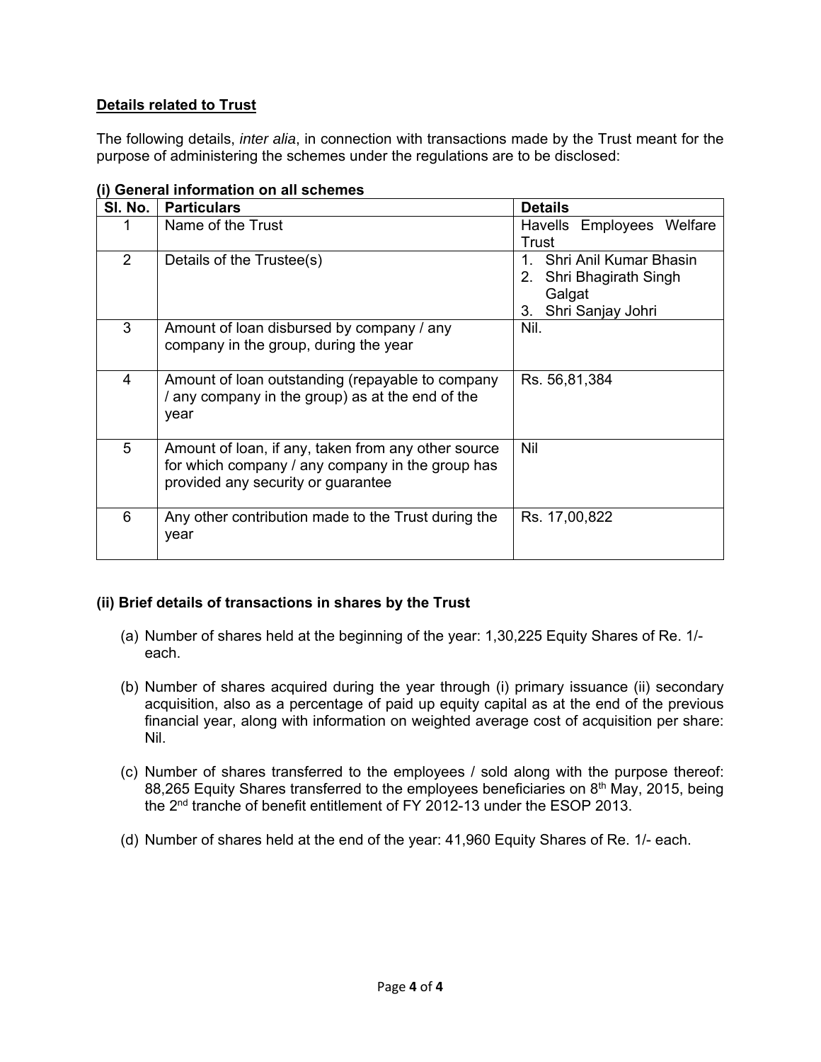**Details related to Trust**

The following details, *inter alia*, in connection with transactions made by the Trust meant for the purpose of administering the schemes under the regulations are to be disclosed:

**(i) General information on all schemes**

| Sl. No. | Particulars | Details |
|---|---|---|
| 1 | Name of the Trust | Havells Employees Welfare Trust |
| 2 | Details of the Trustee(s) | 1. Shri Anil Kumar Bhasin<br>2. Shri Bhagirath Singh Galgat<br>3. Shri Sanjay Johri |
| 3 | Amount of loan disbursed by company / any company in the group, during the year | Nil. |
| 4 | Amount of loan outstanding (repayable to company / any company in the group) as at the end of the year | Rs. 56,81,384 |
| 5 | Amount of loan, if any, taken from any other source for which company / any company in the group has provided any security or guarantee | Nil |
| 6 | Any other contribution made to the Trust during the year | Rs. 17,00,822 |

**(ii) Brief details of transactions in shares by the Trust**

(a) Number of shares held at the beginning of the year: 1,30,225 Equity Shares of Re. 1/- each.

(b) Number of shares acquired during the year through (i) primary issuance (ii) secondary acquisition, also as a percentage of paid up equity capital as at the end of the previous financial year, along with information on weighted average cost of acquisition per share: Nil.

(c) Number of shares transferred to the employees / sold along with the purpose thereof: 88,265 Equity Shares transferred to the employees beneficiaries on 8th May, 2015, being the 2nd tranche of benefit entitlement of FY 2012-13 under the ESOP 2013.

(d) Number of shares held at the end of the year: 41,960 Equity Shares of Re. 1/- each.